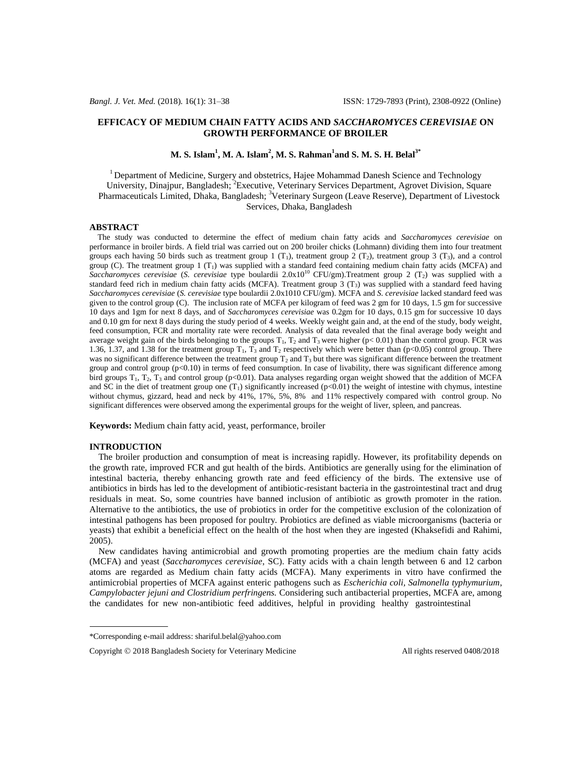# EFFICACY OF MEDIUM CHAIN FATTY ACIDS AND *SACCHAROMYCES CEREVISIAE* ON GROWTH PERFORMANCE OF BROILER

**M. S. Islam[1], M. A. Islam[2], M. S. Rahman[1] and S. M. S. H. Belal[3*]**

[1] Department of Medicine, Surgery and obstetrics, Hajee Mohammad Danesh Science and Technology University, Dinajpur, Bangladesh; [2]Executive, Veterinary Services Department, Agrovet Division, Square Pharmaceuticals Limited, Dhaka, Bangladesh; [3]Veterinary Surgeon (Leave Reserve), Department of Livestock Services, Dhaka, Bangladesh

## ABSTRACT

The study was conducted to determine the effect of medium chain fatty acids and *Saccharomyces cerevisiae* on performance in broiler birds. A field trial was carried out on 200 broiler chicks (Lohmann) dividing them into four treatment groups each having 50 birds such as treatment group 1 ($T_1$), treatment group 2 ($T_2$), treatment group 3 ($T_3$), and a control group (C). The treatment group 1 ($T_1$) was supplied with a standard feed containing medium chain fatty acids (MCFA) and *Saccharomyces cerevisiae* (*S. cerevisiae* type boulardii $2.0\times10^{10}$ CFU/gm).Treatment group 2 ($T_2$) was supplied with a standard feed rich in medium chain fatty acids (MCFA). Treatment group 3 ($T_3$) was supplied with a standard feed having *Saccharomyces cerevisiae* (*S. cerevisiae* type boulardii 2.0x1010 CFU/gm). MCFA and *S. cerevisiae* lacked standard feed was given to the control group (C). The inclusion rate of MCFA per kilogram of feed was 2 gm for 10 days, 1.5 gm for successive 10 days and 1gm for next 8 days, and of *Saccharomyces cerevisiae* was 0.2gm for 10 days, 0.15 gm for successive 10 days and 0.10 gm for next 8 days during the study period of 4 weeks. Weekly weight gain and, at the end of the study, body weight, feed consumption, FCR and mortality rate were recorded. Analysis of data revealed that the final average body weight and average weight gain of the birds belonging to the groups $T_1$, $T_2$ and $T_3$ were higher ($p < 0.01$) than the control group. FCR was 1.36, 1.37, and 1.38 for the treatment group $T_1$, $T_3$ and $T_2$ respectively which were better than ($p<0.05$) control group. There was no significant difference between the treatment group $T_2$ and $T_3$ but there was significant difference between the treatment group and control group ($p<0.10$) in terms of feed consumption. In case of livability, there was significant difference among bird groups $T_1$, $T_2$, $T_3$ and control group ($p<0.01$). Data analyses regarding organ weight showed that the addition of MCFA and SC in the diet of treatment group one ($T_1$) significantly increased ($p<0.01$) the weight of intestine with chymus, intestine without chymus, gizzard, head and neck by 41%, 17%, 5%, 8% and 11% respectively compared with control group. No significant differences were observed among the experimental groups for the weight of liver, spleen, and pancreas.

**Keywords:** Medium chain fatty acid, yeast, performance, broiler

## INTRODUCTION

The broiler production and consumption of meat is increasing rapidly. However, its profitability depends on the growth rate, improved FCR and gut health of the birds. Antibiotics are generally using for the elimination of intestinal bacteria, thereby enhancing growth rate and feed efficiency of the birds. The extensive use of antibiotics in birds has led to the development of antibiotic-resistant bacteria in the gastrointestinal tract and drug residuals in meat. So, some countries have banned inclusion of antibiotic as growth promoter in the ration. Alternative to the antibiotics, the use of probiotics in order for the competitive exclusion of the colonization of intestinal pathogens has been proposed for poultry. Probiotics are defined as viable microorganisms (bacteria or yeasts) that exhibit a beneficial effect on the health of the host when they are ingested (Khaksefidi and Rahimi, 2005).

New candidates having antimicrobial and growth promoting properties are the medium chain fatty acids (MCFA) and yeast (*Saccharomyces cerevisiae*, SC). Fatty acids with a chain length between 6 and 12 carbon atoms are regarded as Medium chain fatty acids (MCFA). Many experiments in vitro have confirmed the antimicrobial properties of MCFA against enteric pathogens such as *Escherichia coli, Salmonella typhymurium, Campylobacter jejuni and Clostridium perfringens.* Considering such antibacterial properties, MCFA are, among the candidates for new non-antibiotic feed additives, helpful in providing healthy gastrointestinal

*Corresponding e-mail address: shariful.belal@yahoo.com

Copyright © 2018 Bangladesh Society for Veterinary Medicine All rights reserved 0408/2018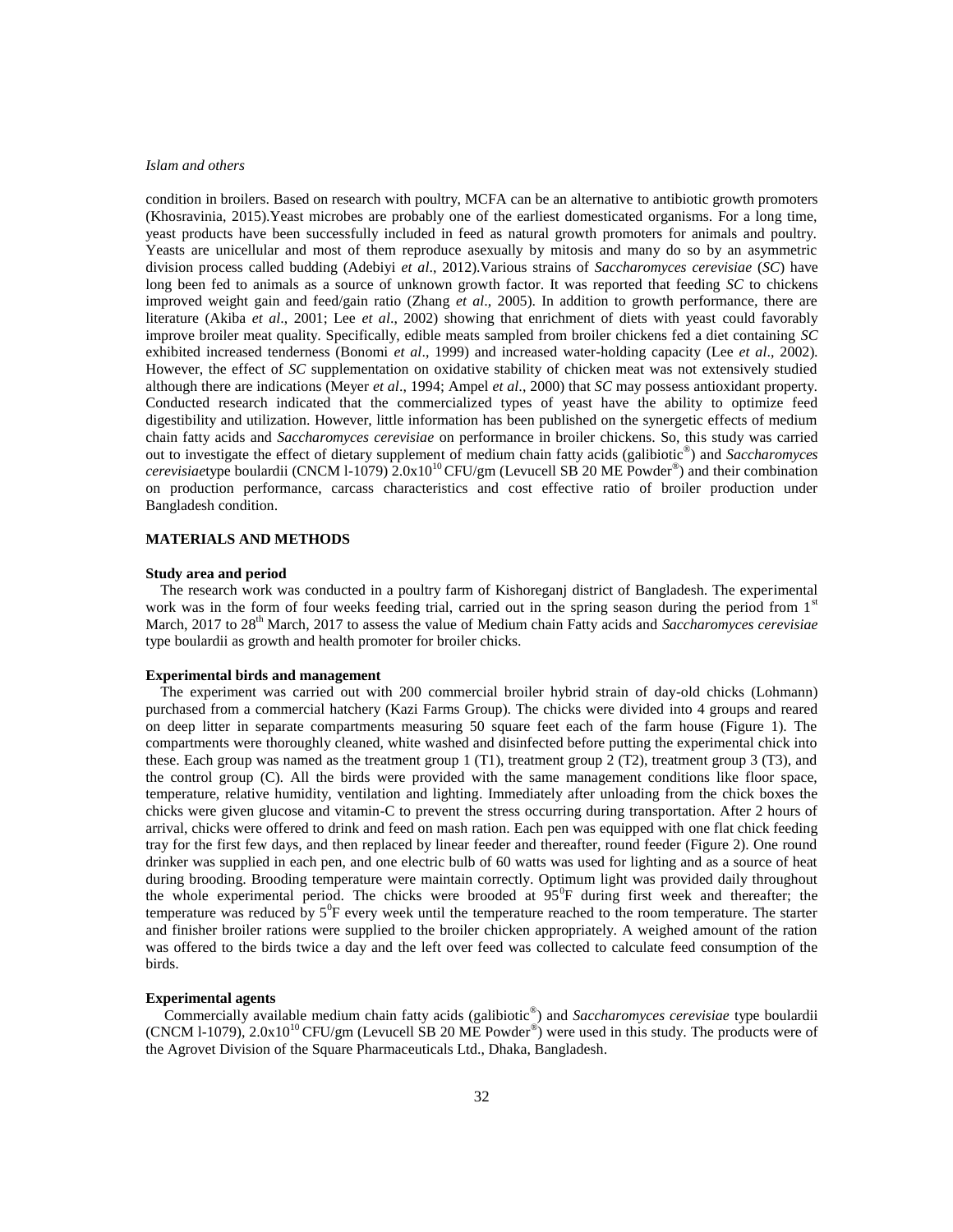condition in broilers. Based on research with poultry, MCFA can be an alternative to antibiotic growth promoters (Khosravinia, 2015).Yeast microbes are probably one of the earliest domesticated organisms. For a long time, yeast products have been successfully included in feed as natural growth promoters for animals and poultry. Yeasts are unicellular and most of them reproduce asexually by mitosis and many do so by an asymmetric division process called budding (Adebiyi *et al*., 2012).Various strains of *Saccharomyces cerevisiae* (*SC*) have long been fed to animals as a source of unknown growth factor. It was reported that feeding *SC* to chickens improved weight gain and feed/gain ratio (Zhang *et al*., 2005). In addition to growth performance, there are literature (Akiba *et al*., 2001; Lee *et al*., 2002) showing that enrichment of diets with yeast could favorably improve broiler meat quality. Specifically, edible meats sampled from broiler chickens fed a diet containing *SC* exhibited increased tenderness (Bonomi *et al*., 1999) and increased water-holding capacity (Lee *et al*., 2002). However, the effect of *SC* supplementation on oxidative stability of chicken meat was not extensively studied although there are indications (Meyer *et al*., 1994; Ampel *et al*., 2000) that *SC* may possess antioxidant property. Conducted research indicated that the commercialized types of yeast have the ability to optimize feed digestibility and utilization. However, little information has been published on the synergetic effects of medium chain fatty acids and *Saccharomyces cerevisiae* on performance in broiler chickens. So, this study was carried out to investigate the effect of dietary supplement of medium chain fatty acids (galibiotic®) and *Saccharomyces cerevisiae*type boulardii (CNCM l-1079) $2.0x10^{10}$ CFU/gm (Levucell SB 20 ME Powder®) and their combination on production performance, carcass characteristics and cost effective ratio of broiler production under Bangladesh condition.

## MATERIALS AND METHODS

### Study area and period

The research work was conducted in a poultry farm of Kishoreganj district of Bangladesh. The experimental work was in the form of four weeks feeding trial, carried out in the spring season during the period from 1st March, 2017 to 28th March, 2017 to assess the value of Medium chain Fatty acids and *Saccharomyces cerevisiae* type boulardii as growth and health promoter for broiler chicks.

### Experimental birds and management

The experiment was carried out with 200 commercial broiler hybrid strain of day-old chicks (Lohmann) purchased from a commercial hatchery (Kazi Farms Group). The chicks were divided into 4 groups and reared on deep litter in separate compartments measuring 50 square feet each of the farm house (Figure 1). The compartments were thoroughly cleaned, white washed and disinfected before putting the experimental chick into these. Each group was named as the treatment group 1 (T1), treatment group 2 (T2), treatment group 3 (T3), and the control group (C). All the birds were provided with the same management conditions like floor space, temperature, relative humidity, ventilation and lighting. Immediately after unloading from the chick boxes the chicks were given glucose and vitamin-C to prevent the stress occurring during transportation. After 2 hours of arrival, chicks were offered to drink and feed on mash ration. Each pen was equipped with one flat chick feeding tray for the first few days, and then replaced by linear feeder and thereafter, round feeder (Figure 2). One round drinker was supplied in each pen, and one electric bulb of 60 watts was used for lighting and as a source of heat during brooding. Brooding temperature were maintain correctly. Optimum light was provided daily throughout the whole experimental period. The chicks were brooded at $95^0$F during first week and thereafter; the temperature was reduced by $5^0$F every week until the temperature reached to the room temperature. The starter and finisher broiler rations were supplied to the broiler chicken appropriately. A weighed amount of the ration was offered to the birds twice a day and the left over feed was collected to calculate feed consumption of the birds.

### Experimental agents

Commercially available medium chain fatty acids (galibiotic®) and *Saccharomyces cerevisiae* type boulardii (CNCM l-1079), $2.0x10^{10}$ CFU/gm (Levucell SB 20 ME Powder®) were used in this study. The products were of the Agrovet Division of the Square Pharmaceuticals Ltd., Dhaka, Bangladesh.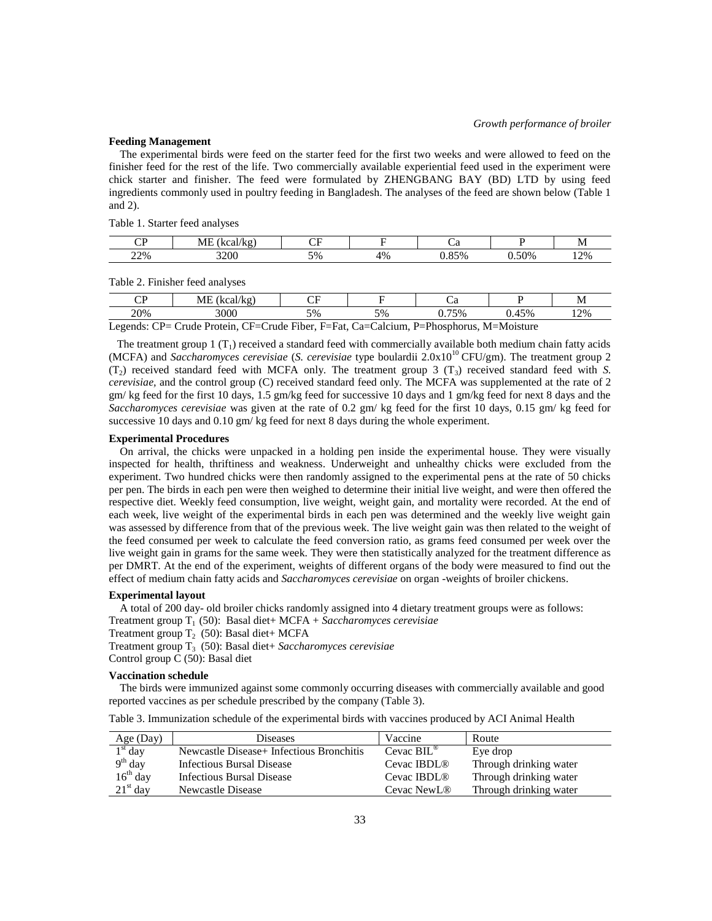### Feeding Management

The experimental birds were feed on the starter feed for the first two weeks and were allowed to feed on the finisher feed for the rest of the life. Two commercially available experiential feed used in the experiment were chick starter and finisher. The feed were formulated by ZHENGBANG BAY (BD) LTD by using feed ingredients commonly used in poultry feeding in Bangladesh. The analyses of the feed are shown below (Table 1 and 2).

Table 1. Starter feed analyses

| CP | ME (kcal/kg) | CF | F | Ca | P | M |
|---|---|---|---|---|---|---|
| 22% | 3200 | 5% | 4% | 0.85% | 0.50% | 12% |

Table 2. Finisher feed analyses

| CP | ME (kcal/kg) | CF | F | Ca | P | M |
|---|---|---|---|---|---|---|
| 20% | 3000 | 5% | 5% | 0.75% | 0.45% | 12% |

Legends: CP= Crude Protein, CF=Crude Fiber, F=Fat, Ca=Calcium, P=Phosphorus, M=Moisture

The treatment group 1 ($T_1$) received a standard feed with commercially available both medium chain fatty acids (MCFA) and *Saccharomyces cerevisiae* (*S. cerevisiae* type boulardii $2.0 \times 10^{10}$ CFU/gm). The treatment group 2 ($T_2$) received standard feed with MCFA only. The treatment group 3 ($T_3$) received standard feed with *S. cerevisiae*, and the control group (C) received standard feed only. The MCFA was supplemented at the rate of 2 gm/ kg feed for the first 10 days, 1.5 gm/kg feed for successive 10 days and 1 gm/kg feed for next 8 days and the *Saccharomyces cerevisiae* was given at the rate of 0.2 gm/ kg feed for the first 10 days, 0.15 gm/ kg feed for successive 10 days and 0.10 gm/ kg feed for next 8 days during the whole experiment.

### Experimental Procedures

On arrival, the chicks were unpacked in a holding pen inside the experimental house. They were visually inspected for health, thriftiness and weakness. Underweight and unhealthy chicks were excluded from the experiment. Two hundred chicks were then randomly assigned to the experimental pens at the rate of 50 chicks per pen. The birds in each pen were then weighed to determine their initial live weight, and were then offered the respective diet. Weekly feed consumption, live weight, weight gain, and mortality were recorded. At the end of each week, live weight of the experimental birds in each pen was determined and the weekly live weight gain was assessed by difference from that of the previous week. The live weight gain was then related to the weight of the feed consumed per week to calculate the feed conversion ratio, as grams feed consumed per week over the live weight gain in grams for the same week. They were then statistically analyzed for the treatment difference as per DMRT. At the end of the experiment, weights of different organs of the body were measured to find out the effect of medium chain fatty acids and *Saccharomyces cerevisiae* on organ -weights of broiler chickens.

### Experimental layout

A total of 200 day- old broiler chicks randomly assigned into 4 dietary treatment groups were as follows:

Treatment group $T_1$ (50): Basal diet+ MCFA + *Saccharomyces cerevisiae*

Treatment group $T_2$ (50): Basal diet+ MCFA

Treatment group $T_3$ (50): Basal diet+ *Saccharomyces cerevisiae*

Control group C (50): Basal diet

### Vaccination schedule

The birds were immunized against some commonly occurring diseases with commercially available and good reported vaccines as per schedule prescribed by the company (Table 3).

Table 3. Immunization schedule of the experimental birds with vaccines produced by ACI Animal Health

| Age (Day) | Diseases | Vaccine | Route |
|---|---|---|---|
| 1st day | Newcastle Disease+ Infectious Bronchitis | Cevac BIL® | Eye drop |
| 9th day | Infectious Bursal Disease | Cevac IBDL® | Through drinking water |
| 16th day | Infectious Bursal Disease | Cevac IBDL® | Through drinking water |
| 21st day | Newcastle Disease | Cevac NewL® | Through drinking water |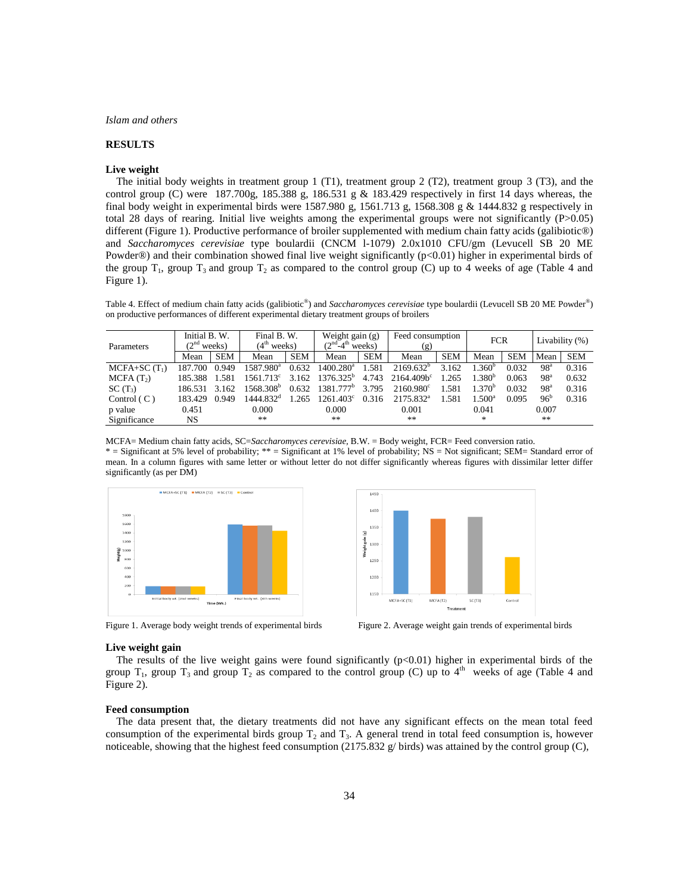## RESULTS

### Live weight

The initial body weights in treatment group 1 (T1), treatment group 2 (T2), treatment group 3 (T3), and the control group (C) were 187.700g, 185.388 g, 186.531 g & 183.429 respectively in first 14 days whereas, the final body weight in experimental birds were 1587.980 g, 1561.713 g, 1568.308 g & 1444.832 g respectively in total 28 days of rearing. Initial live weights among the experimental groups were not significantly (P>0.05) different (Figure 1). Productive performance of broiler supplemented with medium chain fatty acids (galibiotic®) and *Saccharomyces cerevisiae* type boulardii (CNCM l-1079) 2.0x1010 CFU/gm (Levucell SB 20 ME Powder®) and their combination showed final live weight significantly (p<0.01) higher in experimental birds of the group $T_1$, group $T_3$ and group $T_2$ as compared to the control group (C) up to 4 weeks of age (Table 4 and Figure 1).

Table 4. Effect of medium chain fatty acids (galibiotic®) and *Saccharomyces cerevisiae* type boulardii (Levucell SB 20 ME Powder®) on productive performances of different experimental dietary treatment groups of broilers

| Parameters | Initial B. W. ($2^{nd}$ weeks) | | Final B. W. ($4^{th}$ weeks) | | Weight gain (g) ($2^{nd}$-$4^{th}$ weeks) | | Feed consumption (g) | | FCR | | Livability (%) | |
|---|---|---|---|---|---|---|---|---|---|---|---|---|
| | Mean | SEM | Mean | SEM | Mean | SEM | Mean | SEM | Mean | SEM | Mean | SEM |
| MCFA+SC ($T_1$) | 187.700 | 0.949 | 1587.980[a] | 0.632 | 1400.280[a] | 1.581 | 2169.632[b] | 3.162 | 1.360[b] | 0.032 | 98[a] | 0.316 |
| MCFA ($T_2$) | 185.388 | 1.581 | 1561.713[c] | 3.162 | 1376.325[b] | 4.743 | 2164.409b[c] | 1.265 | 1.380[b] | 0.063 | 98[a] | 0.632 |
| SC ($T_3$) | 186.531 | 3.162 | 1568.308[b] | 0.632 | 1381.777[b] | 3.795 | 2160.980[c] | 1.581 | 1.370[b] | 0.032 | 98[a] | 0.316 |
| Control ( C ) | 183.429 | 0.949 | 1444.832[d] | 1.265 | 1261.403[c] | 0.316 | 2175.832[a] | 1.581 | 1.500[a] | 0.095 | 96[b] | 0.316 |
| p value | 0.451 | | 0.000 | | 0.000 | | 0.001 | | 0.041 | | 0.007 | |
| Significance | NS | | ** | | ** | | ** | | * | | ** | |

MCFA= Medium chain fatty acids, SC=*Saccharomyces cerevisiae*, B.W. = Body weight, FCR= Feed conversion ratio.
* = Significant at 5% level of probability; ** = Significant at 1% level of probability; NS = Not significant; SEM= Standard error of mean. In a column figures with same letter or without letter do not differ significantly whereas figures with dissimilar letter differ significantly (as per DM)

Figure 1. Average body weight trends of experimental birds

Figure 2. Average weight gain trends of experimental birds

### Live weight gain

The results of the live weight gains were found significantly (p<0.01) higher in experimental birds of the group $T_1$, group $T_3$ and group $T_2$ as compared to the control group (C) up to $4^{th}$ weeks of age (Table 4 and Figure 2).

### Feed consumption

The data present that, the dietary treatments did not have any significant effects on the mean total feed consumption of the experimental birds group $T_2$ and $T_3$. A general trend in total feed consumption is, however noticeable, showing that the highest feed consumption (2175.832 g/ birds) was attained by the control group (C),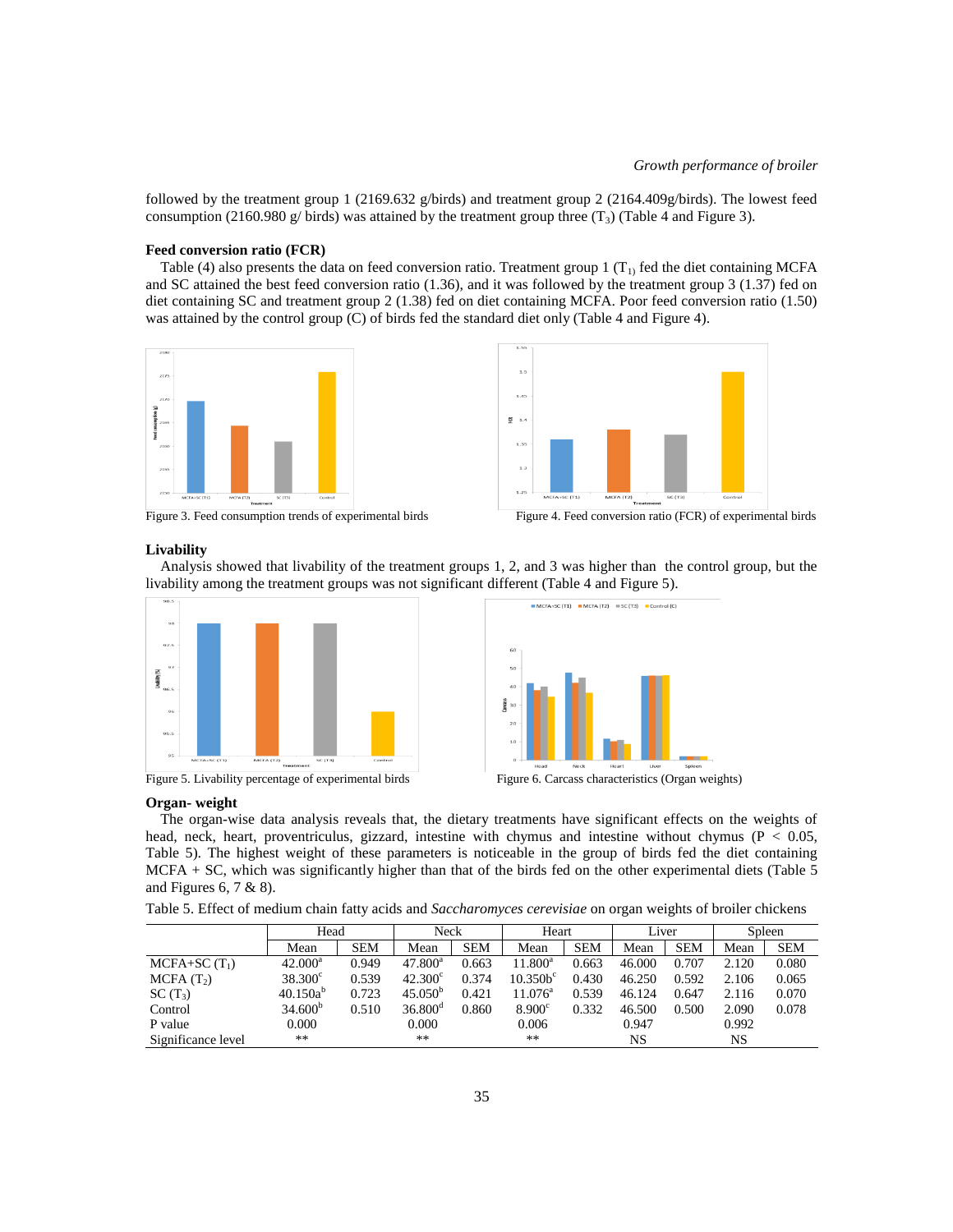followed by the treatment group 1 (2169.632 g/birds) and treatment group 2 (2164.409g/birds). The lowest feed consumption (2160.980 g/ birds) was attained by the treatment group three ($T_3$) (Table 4 and Figure 3).

### Feed conversion ratio (FCR)

Table (4) also presents the data on feed conversion ratio. Treatment group 1 ($T_1$) fed the diet containing MCFA and SC attained the best feed conversion ratio (1.36), and it was followed by the treatment group 3 (1.37) fed on diet containing SC and treatment group 2 (1.38) fed on diet containing MCFA. Poor feed conversion ratio (1.50) was attained by the control group (C) of birds fed the standard diet only (Table 4 and Figure 4).

Figure 3. Feed consumption trends of experimental birds

Figure 4. Feed conversion ratio (FCR) of experimental birds

### Livability

Analysis showed that livability of the treatment groups 1, 2, and 3 was higher than the control group, but the livability among the treatment groups was not significant different (Table 4 and Figure 5).

Figure 5. Livability percentage of experimental birds

Figure 6. Carcass characteristics (Organ weights)

### Organ- weight

The organ-wise data analysis reveals that, the dietary treatments have significant effects on the weights of head, neck, heart, proventriculus, gizzard, intestine with chymus and intestine without chymus ($P < 0.05$, Table 5). The highest weight of these parameters is noticeable in the group of birds fed the diet containing MCFA + SC, which was significantly higher than that of the birds fed on the other experimental diets (Table 5 and Figures 6, 7 & 8).

Table 5. Effect of medium chain fatty acids and *Saccharomyces cerevisiae* on organ weights of broiler chickens

| | Head | | Neck | | Heart | | Liver | | Spleen | |
|---|---|---|---|---|---|---|---|---|---|---|
| | Mean | SEM | Mean | SEM | Mean | SEM | Mean | SEM | Mean | SEM |
| MCFA+SC ($T_1$) | 42.000[a] | 0.949 | 47.800[a] | 0.663 | 11.800[a] | 0.663 | 46.000 | 0.707 | 2.120 | 0.080 |
| MCFA ($T_2$) | 38.300[c] | 0.539 | 42.300[c] | 0.374 | 10.350b[c] | 0.430 | 46.250 | 0.592 | 2.106 | 0.065 |
| SC ($T_3$) | 40.150a[b] | 0.723 | 45.050[b] | 0.421 | 11.076[a] | 0.539 | 46.124 | 0.647 | 2.116 | 0.070 |
| Control | 34.600[b] | 0.510 | 36.800[d] | 0.860 | 8.900[c] | 0.332 | 46.500 | 0.500 | 2.090 | 0.078 |
| P value | 0.000 | | 0.000 | | 0.006 | | 0.947 | | 0.992 | |
| Significance level | ** | | ** | | ** | | NS | | NS | |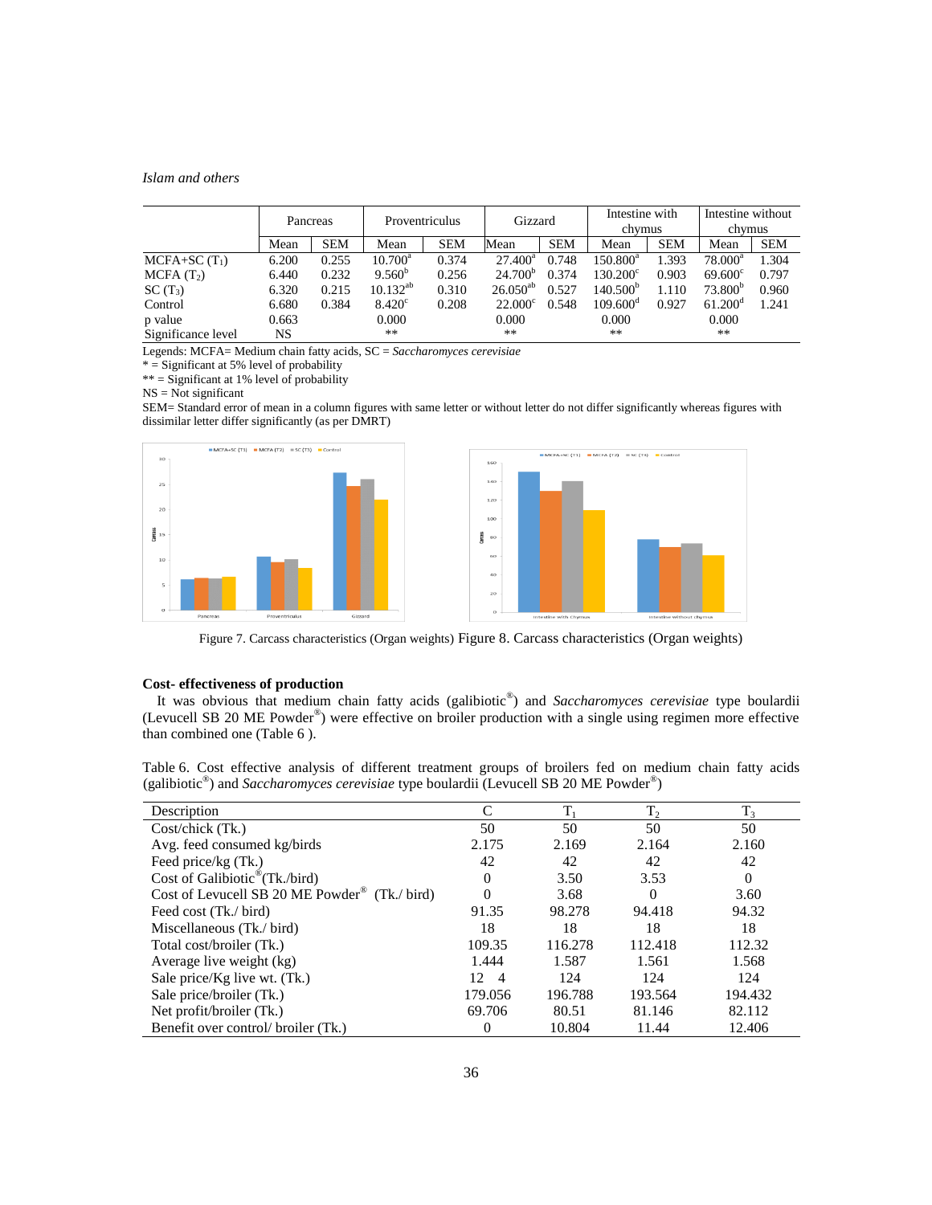|  | Pancreas |  | Proventriculus |  | Gizzard |  | Intestine with chymus |  | Intestine without chymus |  |
|---|---|---|---|---|---|---|---|---|---|---|
|  | Mean | SEM | Mean | SEM | Mean | SEM | Mean | SEM | Mean | SEM |
| MCFA+SC ($T_1$) | 6.200 | 0.255 | $10.700^{a}$ | 0.374 | $27.400^{a}$ | 0.748 | $150.800^{a}$ | 1.393 | $78.000^{a}$ | 1.304 |
| MCFA ($T_2$) | 6.440 | 0.232 | $9.560^{b}$ | 0.256 | $24.700^{b}$ | 0.374 | $130.200^{c}$ | 0.903 | $69.600^{c}$ | 0.797 |
| SC ($T_3$) | 6.320 | 0.215 | $10.132^{ab}$ | 0.310 | $26.050^{ab}$ | 0.527 | $140.500^{b}$ | 1.110 | $73.800^{b}$ | 0.960 |
| Control | 6.680 | 0.384 | $8.420^{c}$ | 0.208 | $22.000^{c}$ | 0.548 | $109.600^{d}$ | 0.927 | $61.200^{d}$ | 1.241 |
| p value | 0.663 |  | 0.000 |  | 0.000 |  | 0.000 |  | 0.000 |  |
| Significance level | NS |  | ** |  | ** |  | ** |  | ** |  |

Legends: MCFA= Medium chain fatty acids, SC = *Saccharomyces cerevisiae*

* = Significant at 5% level of probability

** = Significant at 1% level of probability

NS = Not significant

SEM= Standard error of mean in a column figures with same letter or without letter do not differ significantly whereas figures with dissimilar letter differ significantly (as per DMRT)

Figure 7. Carcass characteristics (Organ weights) Figure 8. Carcass characteristics (Organ weights)

### Cost- effectiveness of production

It was obvious that medium chain fatty acids (galibiotic®) and *Saccharomyces cerevisiae* type boulardii (Levucell SB 20 ME Powder®) were effective on broiler production with a single using regimen more effective than combined one (Table 6 ).

Table 6. Cost effective analysis of different treatment groups of broilers fed on medium chain fatty acids (galibiotic®) and *Saccharomyces cerevisiae* type boulardii (Levucell SB 20 ME Powder®)

| Description | C | $T_1$ | $T_2$ | $T_3$ |
|---|---|---|---|---|
| Cost/chick (Tk.) | 50 | 50 | 50 | 50 |
| Avg. feed consumed kg/birds | 2.175 | 2.169 | 2.164 | 2.160 |
| Feed price/kg (Tk.) | 42 | 42 | 42 | 42 |
| Cost of Galibiotic®(Tk./bird) | 0 | 3.50 | 3.53 | 0 |
| Cost of Levucell SB 20 ME Powder® (Tk./ bird) | 0 | 3.68 | 0 | 3.60 |
| Feed cost (Tk./ bird) | 91.35 | 98.278 | 94.418 | 94.32 |
| Miscellaneous (Tk./ bird) | 18 | 18 | 18 | 18 |
| Total cost/broiler (Tk.) | 109.35 | 116.278 | 112.418 | 112.32 |
| Average live weight (kg) | 1.444 | 1.587 | 1.561 | 1.568 |
| Sale price/Kg live wt. (Tk.) | 12 4 | 124 | 124 | 124 |
| Sale price/broiler (Tk.) | 179.056 | 196.788 | 193.564 | 194.432 |
| Net profit/broiler (Tk.) | 69.706 | 80.51 | 81.146 | 82.112 |
| Benefit over control/ broiler (Tk.) | 0 | 10.804 | 11.44 | 12.406 |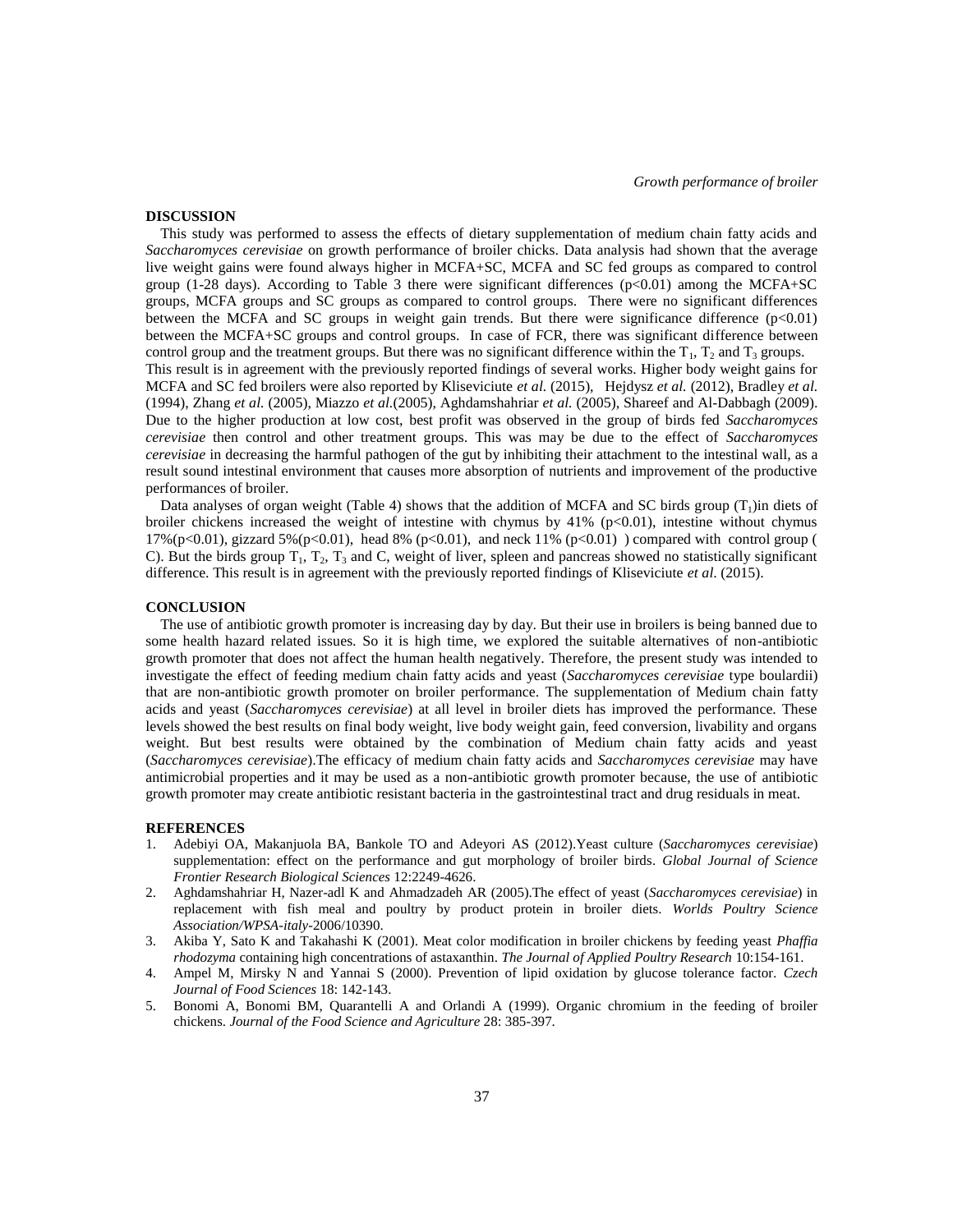## DISCUSSION

This study was performed to assess the effects of dietary supplementation of medium chain fatty acids and *Saccharomyces cerevisiae* on growth performance of broiler chicks. Data analysis had shown that the average live weight gains were found always higher in MCFA+SC, MCFA and SC fed groups as compared to control group (1-28 days). According to Table 3 there were significant differences ($p<0.01$) among the MCFA+SC groups, MCFA groups and SC groups as compared to control groups. There were no significant differences between the MCFA and SC groups in weight gain trends. But there were significance difference ($p<0.01$) between the MCFA+SC groups and control groups. In case of FCR, there was significant difference between control group and the treatment groups. But there was no significant difference within the $T_1$, $T_2$ and $T_3$ groups.

This result is in agreement with the previously reported findings of several works. Higher body weight gains for MCFA and SC fed broilers were also reported by Kliseviciute *et al.* (2015), Hejdysz *et al.* (2012), Bradley *et al.* (1994), Zhang *et al.* (2005), Miazzo *et al.*(2005), Aghdamshahriar *et al.* (2005), Shareef and Al-Dabbagh (2009). Due to the higher production at low cost, best profit was observed in the group of birds fed *Saccharomyces cerevisiae* then control and other treatment groups. This was may be due to the effect of *Saccharomyces cerevisiae* in decreasing the harmful pathogen of the gut by inhibiting their attachment to the intestinal wall, as a result sound intestinal environment that causes more absorption of nutrients and improvement of the productive performances of broiler.

Data analyses of organ weight (Table 4) shows that the addition of MCFA and SC birds group ($T_1$)in diets of broiler chickens increased the weight of intestine with chymus by 41% ($p<0.01$), intestine without chymus 17%($p<0.01$), gizzard 5%($p<0.01$), head 8% ($p<0.01$), and neck 11% ($p<0.01$) ) compared with control group ( C). But the birds group $T_1$, $T_2$, $T_3$ and C, weight of liver, spleen and pancreas showed no statistically significant difference. This result is in agreement with the previously reported findings of Kliseviciute *et al.* (2015).

## CONCLUSION

The use of antibiotic growth promoter is increasing day by day. But their use in broilers is being banned due to some health hazard related issues. So it is high time, we explored the suitable alternatives of non-antibiotic growth promoter that does not affect the human health negatively. Therefore, the present study was intended to investigate the effect of feeding medium chain fatty acids and yeast (*Saccharomyces cerevisiae* type boulardii) that are non-antibiotic growth promoter on broiler performance. The supplementation of Medium chain fatty acids and yeast (*Saccharomyces cerevisiae*) at all level in broiler diets has improved the performance. These levels showed the best results on final body weight, live body weight gain, feed conversion, livability and organs weight. But best results were obtained by the combination of Medium chain fatty acids and yeast (*Saccharomyces cerevisiae*).The efficacy of medium chain fatty acids and *Saccharomyces cerevisiae* may have antimicrobial properties and it may be used as a non-antibiotic growth promoter because, the use of antibiotic growth promoter may create antibiotic resistant bacteria in the gastrointestinal tract and drug residuals in meat.

## REFERENCES

1. Adebiyi OA, Makanjuola BA, Bankole TO and Adeyori AS (2012).Yeast culture (*Saccharomyces cerevisiae*) supplementation: effect on the performance and gut morphology of broiler birds. *Global Journal of Science Frontier Research Biological Sciences* 12:2249-4626.
2. Aghdamshahriar H, Nazer-adl K and Ahmadzadeh AR (2005).The effect of yeast (*Saccharomyces cerevisiae*) in replacement with fish meal and poultry by product protein in broiler diets. *Worlds Poultry Science Association/WPSA-italy*-2006/10390.
3. Akiba Y, Sato K and Takahashi K (2001). Meat color modification in broiler chickens by feeding yeast *Phaffia rhodozyma* containing high concentrations of astaxanthin. *The Journal of Applied Poultry Research* 10:154-161.
4. Ampel M, Mirsky N and Yannai S (2000). Prevention of lipid oxidation by glucose tolerance factor. *Czech Journal of Food Sciences* 18: 142-143.
5. Bonomi A, Bonomi BM, Quarantelli A and Orlandi A (1999). Organic chromium in the feeding of broiler chickens. *Journal of the Food Science and Agriculture* 28: 385-397.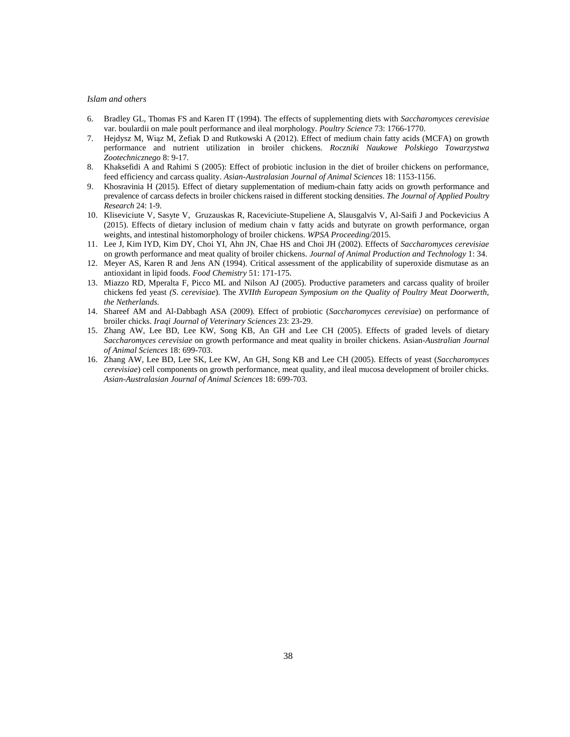6. Bradley GL, Thomas FS and Karen IT (1994). The effects of supplementing diets with *Saccharomyces cerevisiae* var. boulardii on male poult performance and ileal morphology. *Poultry Science* 73: 1766-1770.
7. Hejdysz M, Wiąz M, Zefiak D and Rutkowski A (2012). Effect of medium chain fatty acids (MCFA) on growth performance and nutrient utilization in broiler chickens. *Roczniki Naukowe Polskiego Towarzystwa Zootechnicznego* 8: 9-17.
8. Khaksefidi A and Rahimi S (2005): Effect of probiotic inclusion in the diet of broiler chickens on performance, feed efficiency and carcass quality. *Asian-Australasian Journal of Animal Sciences* 18: 1153-1156.
9. Khosravinia H (2015). Effect of dietary supplementation of medium-chain fatty acids on growth performance and prevalence of carcass defects in broiler chickens raised in different stocking densities. *The Journal of Applied Poultry Research* 24: 1-9.
10. Kliseviciute V, Sasyte V, Gruzauskas R, Raceviciute-Stupeliene A, Slausgalvis V, Al-Saifi J and Pockevicius A (2015). Effects of dietary inclusion of medium chain v fatty acids and butyrate on growth performance, organ weights, and intestinal histomorphology of broiler chickens. *WPSA Proceeding*/2015.
11. Lee J, Kim IYD, Kim DY, Choi YI, Ahn JN, Chae HS and Choi JH (2002). Effects of *Saccharomyces cerevisiae* on growth performance and meat quality of broiler chickens. *Journal of Animal Production and Technology* 1: 34.
12. Meyer AS, Karen R and Jens AN (1994). Critical assessment of the applicability of superoxide dismutase as an antioxidant in lipid foods. *Food Chemistry* 51: 171-175.
13. Miazzo RD, Mperalta F, Picco ML and Nilson AJ (2005). Productive parameters and carcass quality of broiler chickens fed yeast *(S. cerevisiae*). The *XVIIth European Symposium on the Quality of Poultry Meat Doorwerth, the Netherlands.*
14. Shareef AM and Al-Dabbagh ASA (2009). Effect of probiotic (*Saccharomyces cerevisiae*) on performance of broiler chicks. *Iraqi Journal of Veterinary Sciences* 23: 23-29.
15. Zhang AW, Lee BD, Lee KW, Song KB, An GH and Lee CH (2005). Effects of graded levels of dietary *Saccharomyces cerevisiae* on growth performance and meat quality in broiler chickens. Asian-*Australian Journal of Animal Sciences* 18: 699-703.
16. Zhang AW, Lee BD, Lee SK, Lee KW, An GH, Song KB and Lee CH (2005). Effects of yeast (*Saccharomyces cerevisiae*) cell components on growth performance, meat quality, and ileal mucosa development of broiler chicks. *Asian-Australasian Journal of Animal Sciences* 18: 699-703.